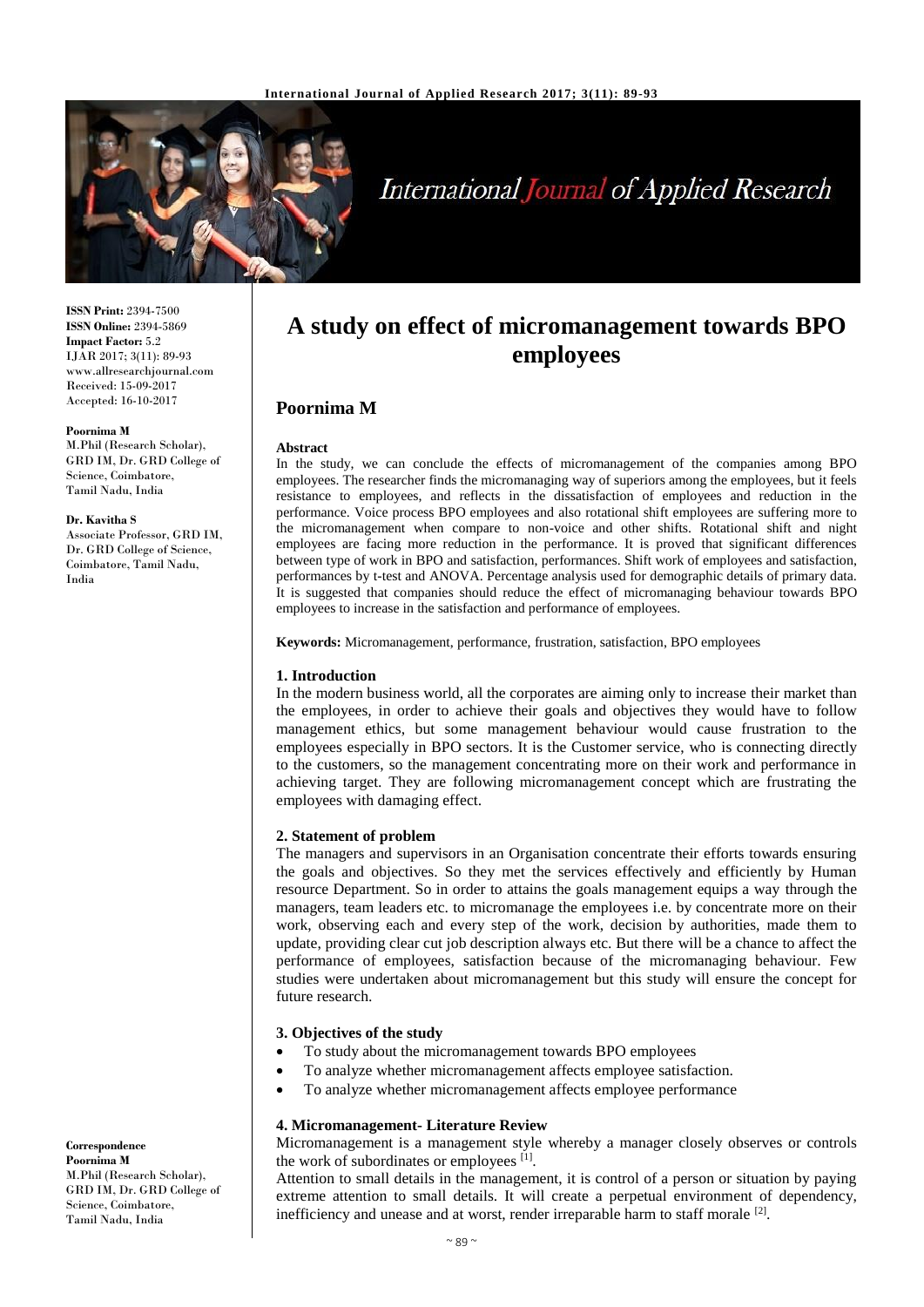# A study on effect of micromanagement towards BPO employees

## Poornima M

**ISSN Print:** 2394-7500
**ISSN Online:** 2394-5869
**Impact Factor:** 5.2
IJAR 2017; 3(11): 89-93
www.allresearchjournal.com
Received: 15-09-2017
Accepted: 16-10-2017

**Poornima M**
M.Phil (Research Scholar), GRD IM, Dr. GRD College of Science, Coimbatore, Tamil Nadu, India

**Dr. Kavitha S**
Associate Professor, GRD IM, Dr. GRD College of Science, Coimbatore, Tamil Nadu, India

**Correspondence**
**Poornima M**
M.Phil (Research Scholar), GRD IM, Dr. GRD College of Science, Coimbatore, Tamil Nadu, India

### Abstract

In the study, we can conclude the effects of micromanagement of the companies among BPO employees. The researcher finds the micromanaging way of superiors among the employees, but it feels resistance to employees, and reflects in the dissatisfaction of employees and reduction in the performance. Voice process BPO employees and also rotational shift employees are suffering more to the micromanagement when compare to non-voice and other shifts. Rotational shift and night employees are facing more reduction in the performance. It is proved that significant differences between type of work in BPO and satisfaction, performances. Shift work of employees and satisfaction, performances by t-test and ANOVA. Percentage analysis used for demographic details of primary data. It is suggested that companies should reduce the effect of micromanaging behaviour towards BPO employees to increase in the satisfaction and performance of employees.

**Keywords:** Micromanagement, performance, frustration, satisfaction, BPO employees

### 1. Introduction

In the modern business world, all the corporates are aiming only to increase their market than the employees, in order to achieve their goals and objectives they would have to follow management ethics, but some management behaviour would cause frustration to the employees especially in BPO sectors. It is the Customer service, who is connecting directly to the customers, so the management concentrating more on their work and performance in achieving target. They are following micromanagement concept which are frustrating the employees with damaging effect.

### 2. Statement of problem

The managers and supervisors in an Organisation concentrate their efforts towards ensuring the goals and objectives. So they met the services effectively and efficiently by Human resource Department. So in order to attains the goals management equips a way through the managers, team leaders etc. to micromanage the employees i.e. by concentrate more on their work, observing each and every step of the work, decision by authorities, made them to update, providing clear cut job description always etc. But there will be a chance to affect the performance of employees, satisfaction because of the micromanaging behaviour. Few studies were undertaken about micromanagement but this study will ensure the concept for future research.

### 3. Objectives of the study

- To study about the micromanagement towards BPO employees
- To analyze whether micromanagement affects employee satisfaction.
- To analyze whether micromanagement affects employee performance

### 4. Micromanagement- Literature Review

Micromanagement is a management style whereby a manager closely observes or controls the work of subordinates or employees [1].

Attention to small details in the management, it is control of a person or situation by paying extreme attention to small details. It will create a perpetual environment of dependency, inefficiency and unease and at worst, render irreparable harm to staff morale [2].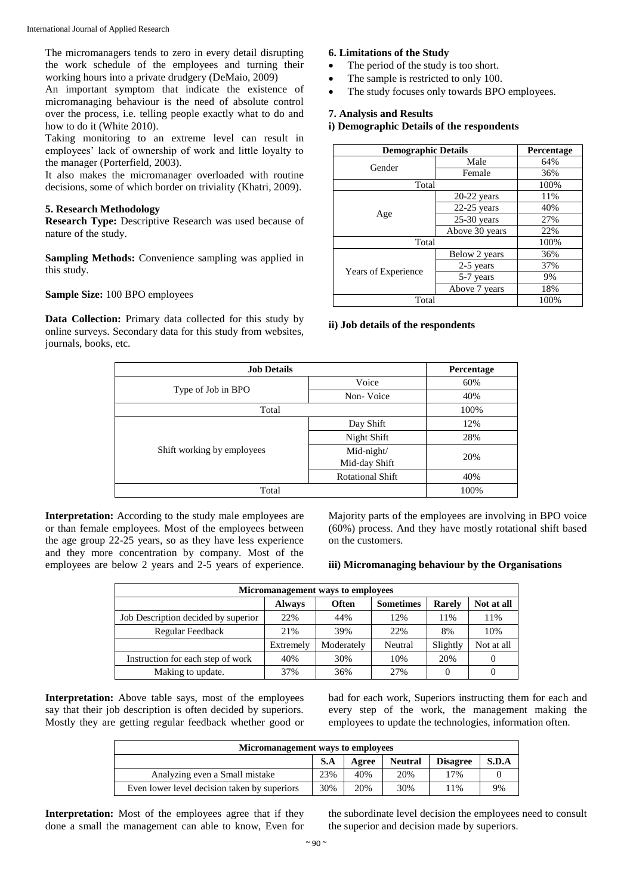The micromanagers tends to zero in every detail disrupting the work schedule of the employees and turning their working hours into a private drudgery (DeMaio, 2009)

An important symptom that indicate the existence of micromanaging behaviour is the need of absolute control over the process, i.e. telling people exactly what to do and how to do it (White 2010).

Taking monitoring to an extreme level can result in employees' lack of ownership of work and little loyalty to the manager (Porterfield, 2003).

It also makes the micromanager overloaded with routine decisions, some of which border on triviality (Khatri, 2009).

### 5. Research Methodology

**Research Type:** Descriptive Research was used because of nature of the study.

**Sampling Methods:** Convenience sampling was applied in this study.

**Sample Size:** 100 BPO employees

**Data Collection:** Primary data collected for this study by online surveys. Secondary data for this study from websites, journals, books, etc.

### 6. Limitations of the Study

- The period of the study is too short.
- The sample is restricted to only 100.
- The study focuses only towards BPO employees.

### 7. Analysis and Results

#### i) Demographic Details of the respondents

| Demographic Details | | Percentage |
|---|---|---|
| Gender | Male | 64% |
| | Female | 36% |
| Total | | 100% |
| Age | 20-22 years | 11% |
| | 22-25 years | 40% |
| | 25-30 years | 27% |
| | Above 30 years | 22% |
| Total | | 100% |
| Years of Experience | Below 2 years | 36% |
| | 2-5 years | 37% |
| | 5-7 years | 9% |
| | Above 7 years | 18% |
| Total | | 100% |

#### ii) Job details of the respondents

| Job Details | | Percentage |
|---|---|---|
| Type of Job in BPO | Voice | 60% |
| | Non- Voice | 40% |
| Total | | 100% |
| Shift working by employees | Day Shift | 12% |
| | Night Shift | 28% |
| | Mid-night/ Mid-day Shift | 20% |
| | Rotational Shift | 40% |
| Total | | 100% |

**Interpretation:** According to the study male employees are or than female employees. Most of the employees between the age group 22-25 years, so as they have less experience and they more concentration by company. Most of the employees are below 2 years and 2-5 years of experience. Majority parts of the employees are involving in BPO voice (60%) process. And they have mostly rotational shift based on the customers.

#### iii) Micromanaging behaviour by the Organisations

| Micromanagement ways to employees | | | | | |
|---|---|---|---|---|---|
| | **Always** | **Often** | **Sometimes** | **Rarely** | **Not at all** |
| Job Description decided by superior | 22% | 44% | 12% | 11% | 11% |
| Regular Feedback | 21% | 39% | 22% | 8% | 10% |
| | Extremely | Moderately | Neutral | Slightly | Not at all |
| Instruction for each step of work | 40% | 30% | 10% | 20% | 0 |
| Making to update. | 37% | 36% | 27% | 0 | 0 |

**Interpretation:** Above table says, most of the employees say that their job description is often decided by superiors. Mostly they are getting regular feedback whether good or bad for each work, Superiors instructing them for each and every step of the work, the management making the employees to update the technologies, information often.

| Micromanagement ways to employees | | | | | |
|---|---|---|---|---|---|
| | **S.A** | **Agree** | **Neutral** | **Disagree** | **S.D.A** |
| Analyzing even a Small mistake | 23% | 40% | 20% | 17% | 0 |
| Even lower level decision taken by superiors | 30% | 20% | 30% | 11% | 9% |

**Interpretation:** Most of the employees agree that if they done a small the management can able to know, Even for the subordinate level decision the employees need to consult the superior and decision made by superiors.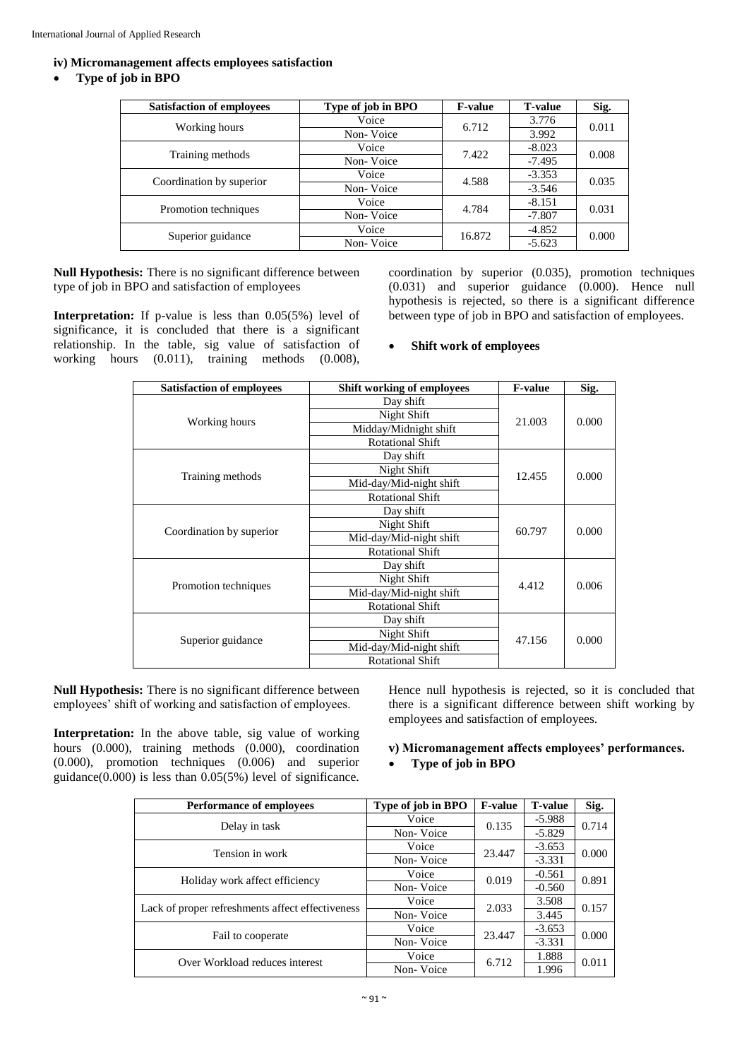**iv) Micromanagement affects employees satisfaction**

- **Type of job in BPO**

| Satisfaction of employees | Type of job in BPO | F-value | T-value | Sig. |
|---|---|---|---|---|
| Working hours | Voice | 6.712 | 3.776 | 0.011 |
| | Non- Voice | | 3.992 | |
| Training methods | Voice | 7.422 | -8.023 | 0.008 |
| | Non- Voice | | -7.495 | |
| Coordination by superior | Voice | 4.588 | -3.353 | 0.035 |
| | Non- Voice | | -3.546 | |
| Promotion techniques | Voice | 4.784 | -8.151 | 0.031 |
| | Non- Voice | | -7.807 | |
| Superior guidance | Voice | 16.872 | -4.852 | 0.000 |
| | Non- Voice | | -5.623 | |

**Null Hypothesis:** There is no significant difference between type of job in BPO and satisfaction of employees

**Interpretation:** If p-value is less than 0.05(5%) level of significance, it is concluded that there is a significant relationship. In the table, sig value of satisfaction of working hours (0.011), training methods (0.008), coordination by superior (0.035), promotion techniques (0.031) and superior guidance (0.000). Hence null hypothesis is rejected, so there is a significant difference between type of job in BPO and satisfaction of employees.

- **Shift work of employees**

| Satisfaction of employees | Shift working of employees | F-value | Sig. |
|---|---|---|---|
| Working hours | Day shift | 21.003 | 0.000 |
| | Night Shift | | |
| | Midday/Midnight shift | | |
| | Rotational Shift | | |
| Training methods | Day shift | 12.455 | 0.000 |
| | Night Shift | | |
| | Mid-day/Mid-night shift | | |
| | Rotational Shift | | |
| Coordination by superior | Day shift | 60.797 | 0.000 |
| | Night Shift | | |
| | Mid-day/Mid-night shift | | |
| | Rotational Shift | | |
| Promotion techniques | Day shift | 4.412 | 0.006 |
| | Night Shift | | |
| | Mid-day/Mid-night shift | | |
| | Rotational Shift | | |
| Superior guidance | Day shift | 47.156 | 0.000 |
| | Night Shift | | |
| | Mid-day/Mid-night shift | | |
| | Rotational Shift | | |

**Null Hypothesis:** There is no significant difference between employees' shift of working and satisfaction of employees.

**Interpretation:** In the above table, sig value of working hours (0.000), training methods (0.000), coordination (0.000), promotion techniques (0.006) and superior guidance(0.000) is less than 0.05(5%) level of significance. Hence null hypothesis is rejected, so it is concluded that there is a significant difference between shift working by employees and satisfaction of employees.

**v) Micromanagement affects employees' performances.**

- **Type of job in BPO**

| Performance of employees | Type of job in BPO | F-value | T-value | Sig. |
|---|---|---|---|---|
| Delay in task | Voice | 0.135 | -5.988 | 0.714 |
| | Non- Voice | | -5.829 | |
| Tension in work | Voice | 23.447 | -3.653 | 0.000 |
| | Non- Voice | | -3.331 | |
| Holiday work affect efficiency | Voice | 0.019 | -0.561 | 0.891 |
| | Non- Voice | | -0.560 | |
| Lack of proper refreshments affect effectiveness | Voice | 2.033 | 3.508 | 0.157 |
| | Non- Voice | | 3.445 | |
| Fail to cooperate | Voice | 23.447 | -3.653 | 0.000 |
| | Non- Voice | | -3.331 | |
| Over Workload reduces interest | Voice | 6.712 | 1.888 | 0.011 |
| | Non- Voice | | 1.996 | |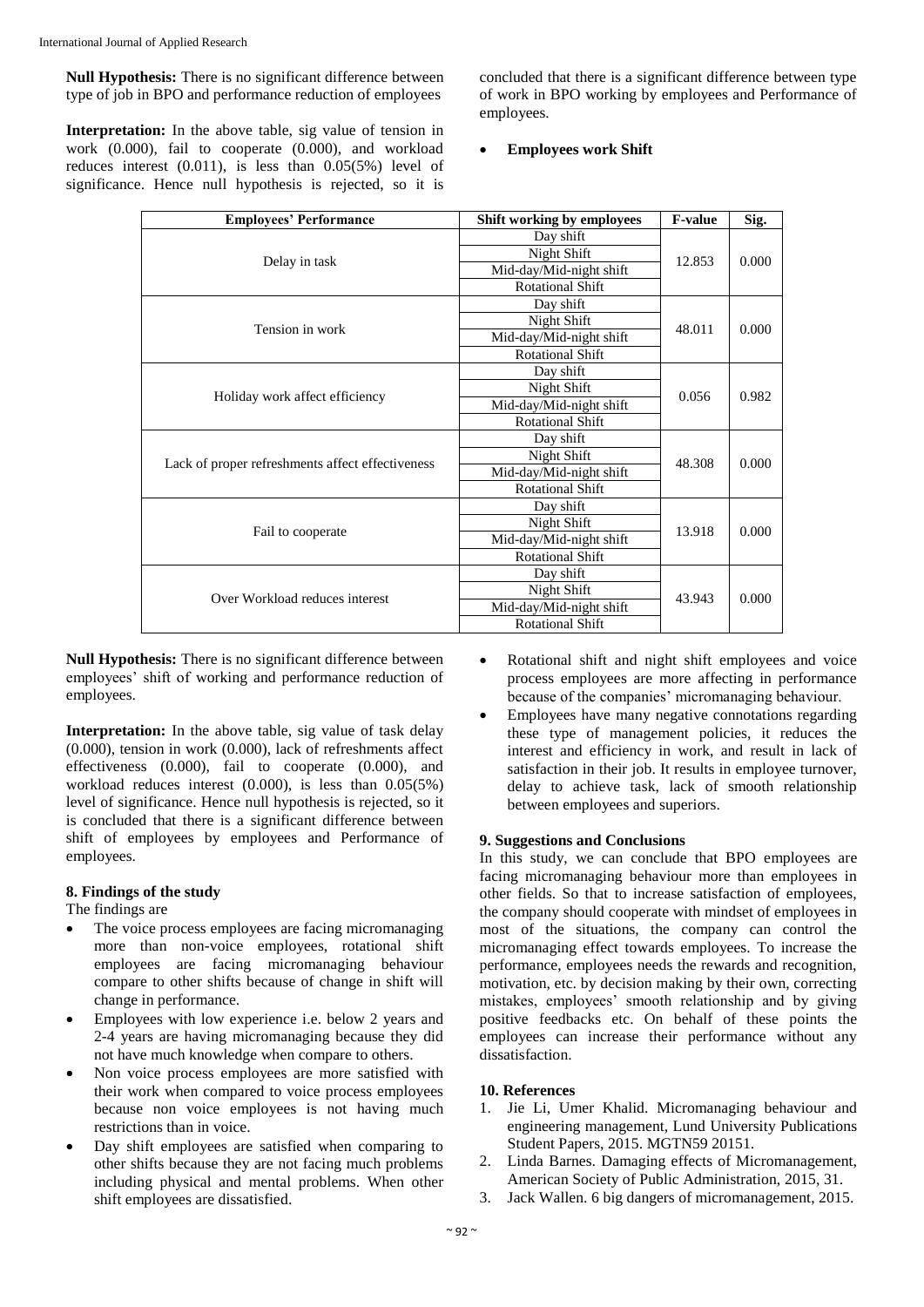**Null Hypothesis:** There is no significant difference between type of job in BPO and performance reduction of employees

**Interpretation:** In the above table, sig value of tension in work (0.000), fail to cooperate (0.000), and workload reduces interest (0.011), is less than 0.05(5%) level of significance. Hence null hypothesis is rejected, so it is concluded that there is a significant difference between type of work in BPO working by employees and Performance of employees.

- **Employees work Shift**

| Employees' Performance | Shift working by employees | F-value | Sig. |
|---|---|---|---|
| Delay in task | Day shift | 12.853 | 0.000 |
| | Night Shift | | |
| | Mid-day/Mid-night shift | | |
| | Rotational Shift | | |
| Tension in work | Day shift | 48.011 | 0.000 |
| | Night Shift | | |
| | Mid-day/Mid-night shift | | |
| | Rotational Shift | | |
| Holiday work affect efficiency | Day shift | 0.056 | 0.982 |
| | Night Shift | | |
| | Mid-day/Mid-night shift | | |
| | Rotational Shift | | |
| Lack of proper refreshments affect effectiveness | Day shift | 48.308 | 0.000 |
| | Night Shift | | |
| | Mid-day/Mid-night shift | | |
| | Rotational Shift | | |
| Fail to cooperate | Day shift | 13.918 | 0.000 |
| | Night Shift | | |
| | Mid-day/Mid-night shift | | |
| | Rotational Shift | | |
| Over Workload reduces interest | Day shift | 43.943 | 0.000 |
| | Night Shift | | |
| | Mid-day/Mid-night shift | | |
| | Rotational Shift | | |

**Null Hypothesis:** There is no significant difference between employees' shift of working and performance reduction of employees.

**Interpretation:** In the above table, sig value of task delay (0.000), tension in work (0.000), lack of refreshments affect effectiveness (0.000), fail to cooperate (0.000), and workload reduces interest (0.000), is less than 0.05(5%) level of significance. Hence null hypothesis is rejected, so it is concluded that there is a significant difference between shift of employees by employees and Performance of employees.

## 8. Findings of the study

The findings are

- The voice process employees are facing micromanaging more than non-voice employees, rotational shift employees are facing micromanaging behaviour compare to other shifts because of change in shift will change in performance.
- Employees with low experience i.e. below 2 years and 2-4 years are having micromanaging because they did not have much knowledge when compare to others.
- Non voice process employees are more satisfied with their work when compared to voice process employees because non voice employees is not having much restrictions than in voice.
- Day shift employees are satisfied when comparing to other shifts because they are not facing much problems including physical and mental problems. When other shift employees are dissatisfied.
- Rotational shift and night shift employees and voice process employees are more affecting in performance because of the companies' micromanaging behaviour.
- Employees have many negative connotations regarding these type of management policies, it reduces the interest and efficiency in work, and result in lack of satisfaction in their job. It results in employee turnover, delay to achieve task, lack of smooth relationship between employees and superiors.

## 9. Suggestions and Conclusions

In this study, we can conclude that BPO employees are facing micromanaging behaviour more than employees in other fields. So that to increase satisfaction of employees, the company should cooperate with mindset of employees in most of the situations, the company can control the micromanaging effect towards employees. To increase the performance, employees needs the rewards and recognition, motivation, etc. by decision making by their own, correcting mistakes, employees' smooth relationship and by giving positive feedbacks etc. On behalf of these points the employees can increase their performance without any dissatisfaction.

## 10. References

1. Jie Li, Umer Khalid. Micromanaging behaviour and engineering management, Lund University Publications Student Papers, 2015. MGTN59 20151.
2. Linda Barnes. Damaging effects of Micromanagement, American Society of Public Administration, 2015, 31.
3. Jack Wallen. 6 big dangers of micromanagement, 2015.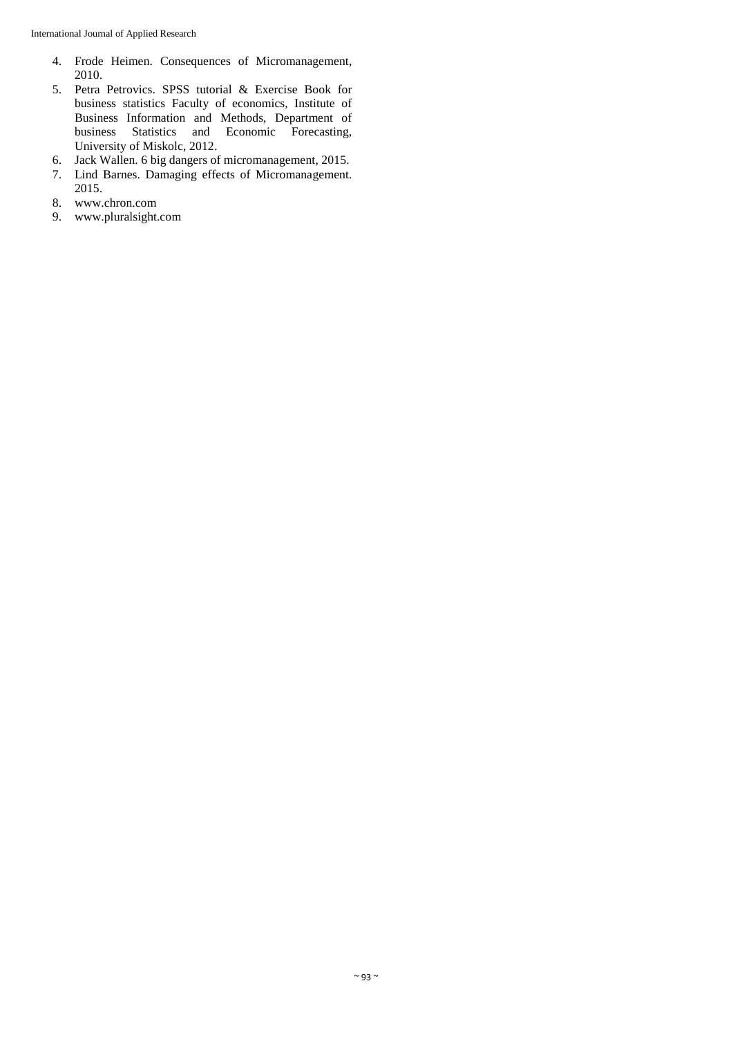4. Frode Heimen. Consequences of Micromanagement, 2010.
5. Petra Petrovics. SPSS tutorial & Exercise Book for business statistics Faculty of economics, Institute of Business Information and Methods, Department of business Statistics and Economic Forecasting, University of Miskolc, 2012.
6. Jack Wallen. 6 big dangers of micromanagement, 2015.
7. Lind Barnes. Damaging effects of Micromanagement. 2015.
8. www.chron.com
9. www.pluralsight.com